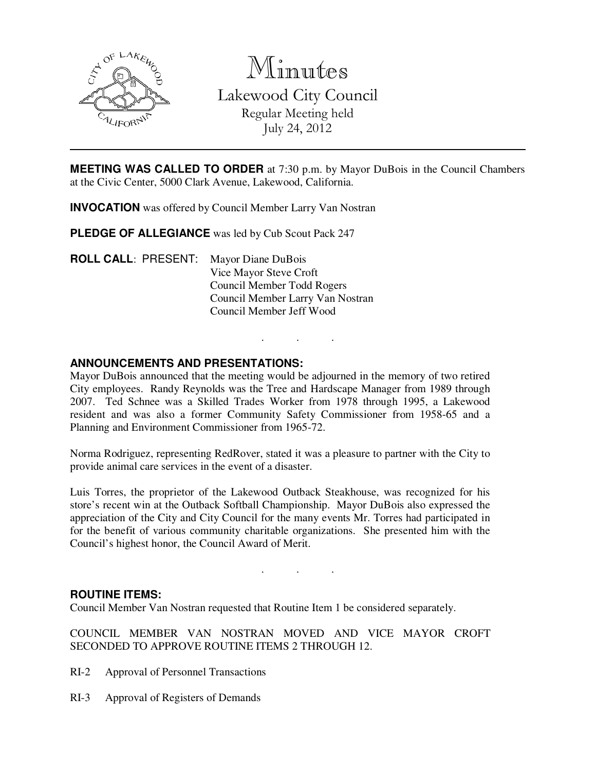# Minutes

## Lakewood City Council

Regular Meeting held
July 24, 2012

---

**MEETING WAS CALLED TO ORDER** at 7:30 p.m. by Mayor DuBois in the Council Chambers at the Civic Center, 5000 Clark Avenue, Lakewood, California.

**INVOCATION** was offered by Council Member Larry Van Nostran

**PLEDGE OF ALLEGIANCE** was led by Cub Scout Pack 247

**ROLL CALL**: PRESENT:
Mayor Diane DuBois
Vice Mayor Steve Croft
Council Member Todd Rogers
Council Member Larry Van Nostran
Council Member Jeff Wood

. . .

**ANNOUNCEMENTS AND PRESENTATIONS:**

Mayor DuBois announced that the meeting would be adjourned in the memory of two retired City employees. Randy Reynolds was the Tree and Hardscape Manager from 1989 through 2007. Ted Schnee was a Skilled Trades Worker from 1978 through 1995, a Lakewood resident and was also a former Community Safety Commissioner from 1958-65 and a Planning and Environment Commissioner from 1965-72.

Norma Rodriguez, representing RedRover, stated it was a pleasure to partner with the City to provide animal care services in the event of a disaster.

Luis Torres, the proprietor of the Lakewood Outback Steakhouse, was recognized for his store's recent win at the Outback Softball Championship. Mayor DuBois also expressed the appreciation of the City and City Council for the many events Mr. Torres had participated in for the benefit of various community charitable organizations. She presented him with the Council's highest honor, the Council Award of Merit.

. . .

**ROUTINE ITEMS:**

Council Member Van Nostran requested that Routine Item 1 be considered separately.

COUNCIL MEMBER VAN NOSTRAN MOVED AND VICE MAYOR CROFT SECONDED TO APPROVE ROUTINE ITEMS 2 THROUGH 12.

RI-2 Approval of Personnel Transactions

RI-3 Approval of Registers of Demands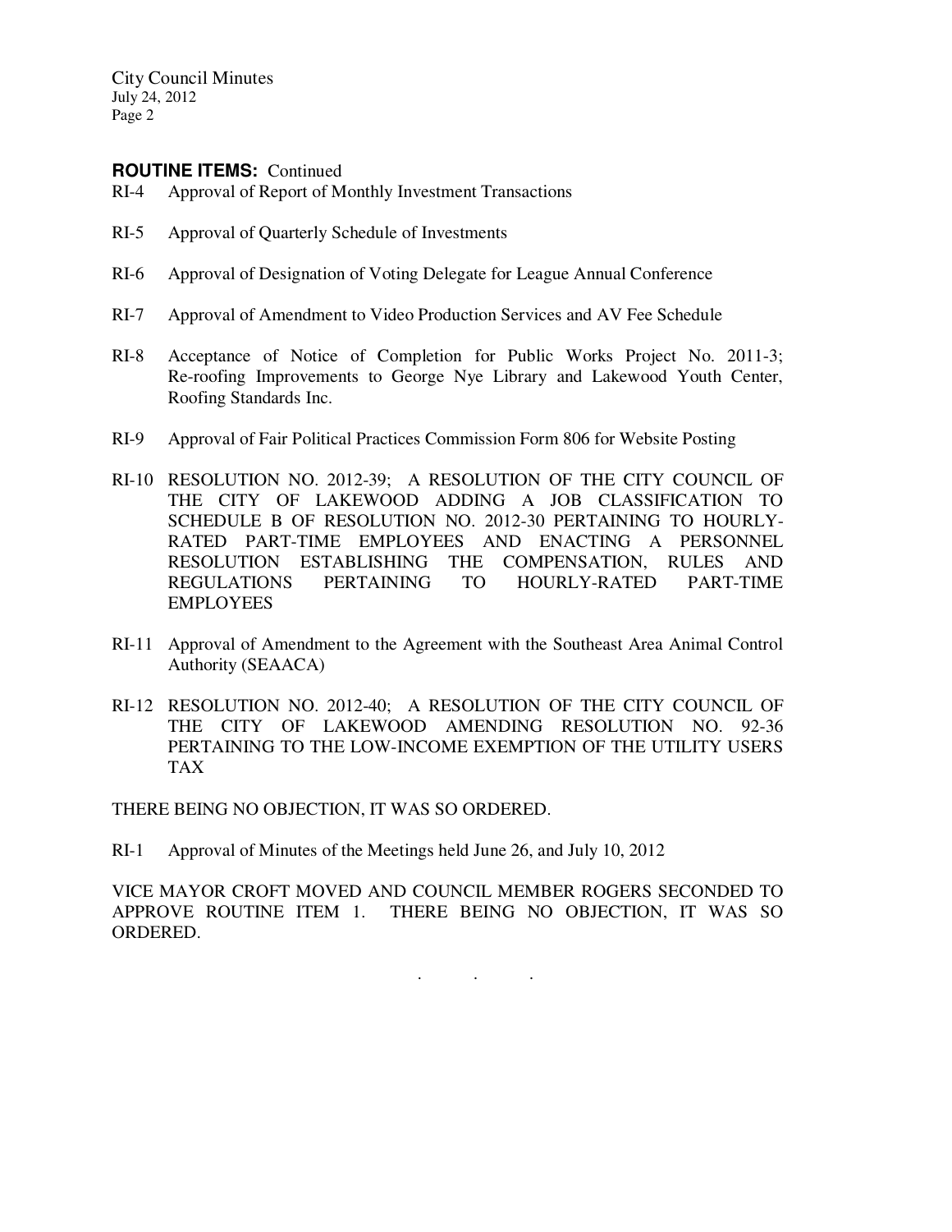**ROUTINE ITEMS:** Continued

RI-4 Approval of Report of Monthly Investment Transactions

RI-5 Approval of Quarterly Schedule of Investments

RI-6 Approval of Designation of Voting Delegate for League Annual Conference

RI-7 Approval of Amendment to Video Production Services and AV Fee Schedule

RI-8 Acceptance of Notice of Completion for Public Works Project No. 2011-3; Re-roofing Improvements to George Nye Library and Lakewood Youth Center, Roofing Standards Inc.

RI-9 Approval of Fair Political Practices Commission Form 806 for Website Posting

RI-10 RESOLUTION NO. 2012-39; A RESOLUTION OF THE CITY COUNCIL OF THE CITY OF LAKEWOOD ADDING A JOB CLASSIFICATION TO SCHEDULE B OF RESOLUTION NO. 2012-30 PERTAINING TO HOURLY-RATED PART-TIME EMPLOYEES AND ENACTING A PERSONNEL RESOLUTION ESTABLISHING THE COMPENSATION, RULES AND REGULATIONS PERTAINING TO HOURLY-RATED PART-TIME EMPLOYEES

RI-11 Approval of Amendment to the Agreement with the Southeast Area Animal Control Authority (SEAACA)

RI-12 RESOLUTION NO. 2012-40; A RESOLUTION OF THE CITY COUNCIL OF THE CITY OF LAKEWOOD AMENDING RESOLUTION NO. 92-36 PERTAINING TO THE LOW-INCOME EXEMPTION OF THE UTILITY USERS TAX

THERE BEING NO OBJECTION, IT WAS SO ORDERED.

RI-1 Approval of Minutes of the Meetings held June 26, and July 10, 2012

VICE MAYOR CROFT MOVED AND COUNCIL MEMBER ROGERS SECONDED TO APPROVE ROUTINE ITEM 1. THERE BEING NO OBJECTION, IT WAS SO ORDERED.

. . .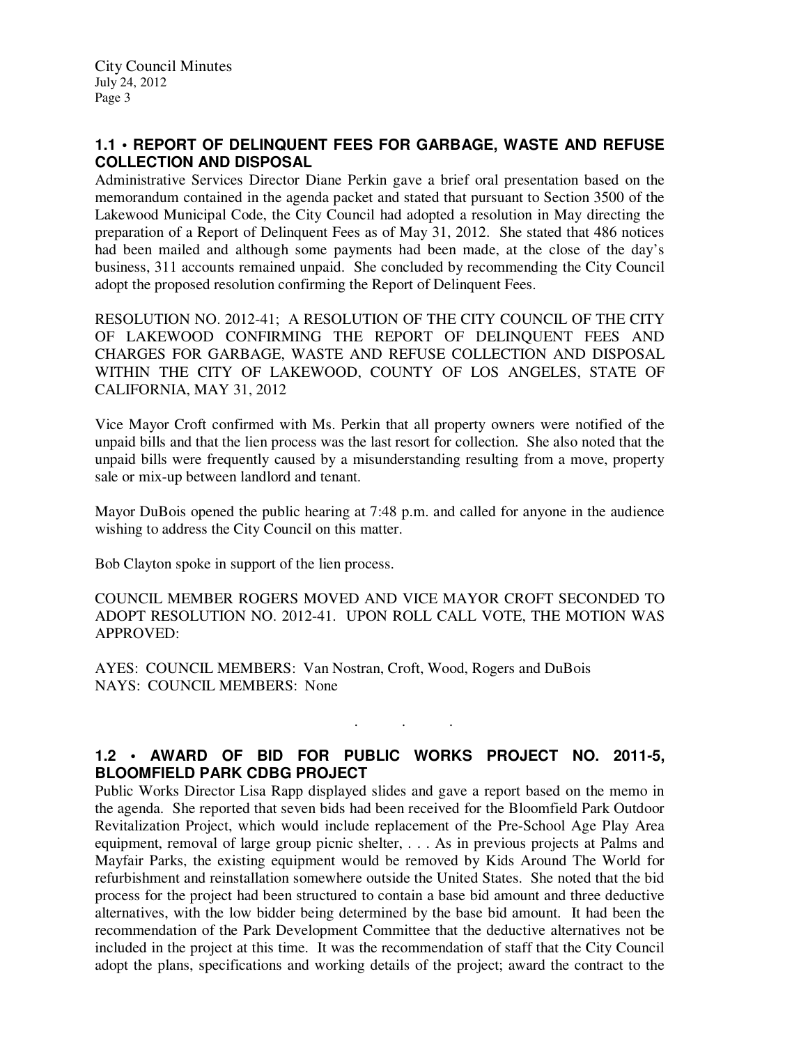### 1.1 • REPORT OF DELINQUENT FEES FOR GARBAGE, WASTE AND REFUSE COLLECTION AND DISPOSAL

Administrative Services Director Diane Perkin gave a brief oral presentation based on the memorandum contained in the agenda packet and stated that pursuant to Section 3500 of the Lakewood Municipal Code, the City Council had adopted a resolution in May directing the preparation of a Report of Delinquent Fees as of May 31, 2012. She stated that 486 notices had been mailed and although some payments had been made, at the close of the day's business, 311 accounts remained unpaid. She concluded by recommending the City Council adopt the proposed resolution confirming the Report of Delinquent Fees.

RESOLUTION NO. 2012-41; A RESOLUTION OF THE CITY COUNCIL OF THE CITY OF LAKEWOOD CONFIRMING THE REPORT OF DELINQUENT FEES AND CHARGES FOR GARBAGE, WASTE AND REFUSE COLLECTION AND DISPOSAL WITHIN THE CITY OF LAKEWOOD, COUNTY OF LOS ANGELES, STATE OF CALIFORNIA, MAY 31, 2012

Vice Mayor Croft confirmed with Ms. Perkin that all property owners were notified of the unpaid bills and that the lien process was the last resort for collection. She also noted that the unpaid bills were frequently caused by a misunderstanding resulting from a move, property sale or mix-up between landlord and tenant.

Mayor DuBois opened the public hearing at 7:48 p.m. and called for anyone in the audience wishing to address the City Council on this matter.

Bob Clayton spoke in support of the lien process.

COUNCIL MEMBER ROGERS MOVED AND VICE MAYOR CROFT SECONDED TO ADOPT RESOLUTION NO. 2012-41. UPON ROLL CALL VOTE, THE MOTION WAS APPROVED:

AYES: COUNCIL MEMBERS: Van Nostran, Croft, Wood, Rogers and DuBois
NAYS: COUNCIL MEMBERS: None

. . .

### 1.2 • AWARD OF BID FOR PUBLIC WORKS PROJECT NO. 2011-5, BLOOMFIELD PARK CDBG PROJECT

Public Works Director Lisa Rapp displayed slides and gave a report based on the memo in the agenda. She reported that seven bids had been received for the Bloomfield Park Outdoor Revitalization Project, which would include replacement of the Pre-School Age Play Area equipment, removal of large group picnic shelter, . . . As in previous projects at Palms and Mayfair Parks, the existing equipment would be removed by Kids Around The World for refurbishment and reinstallation somewhere outside the United States. She noted that the bid process for the project had been structured to contain a base bid amount and three deductive alternatives, with the low bidder being determined by the base bid amount. It had been the recommendation of the Park Development Committee that the deductive alternatives not be included in the project at this time. It was the recommendation of staff that the City Council adopt the plans, specifications and working details of the project; award the contract to the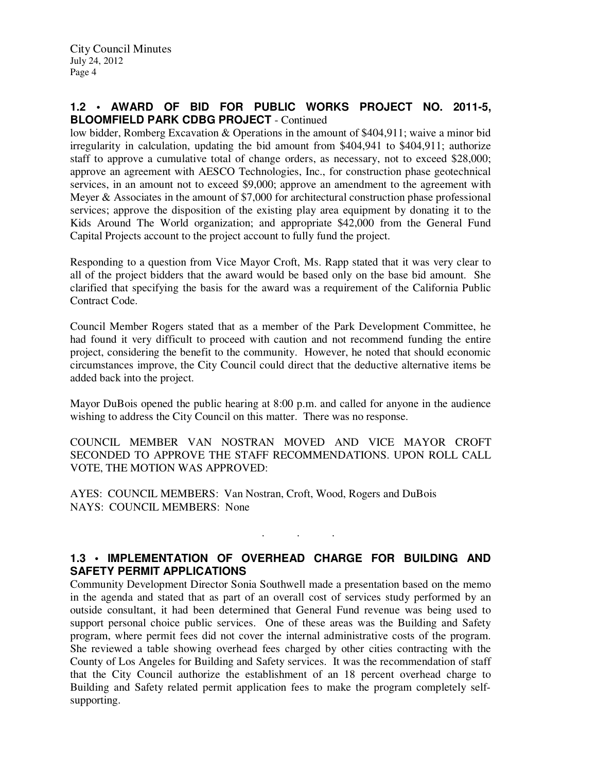### 1.2 • AWARD OF BID FOR PUBLIC WORKS PROJECT NO. 2011-5, BLOOMFIELD PARK CDBG PROJECT - Continued

low bidder, Romberg Excavation & Operations in the amount of $404,911; waive a minor bid irregularity in calculation, updating the bid amount from $404,941 to $404,911; authorize staff to approve a cumulative total of change orders, as necessary, not to exceed $28,000; approve an agreement with AESCO Technologies, Inc., for construction phase geotechnical services, in an amount not to exceed $9,000; approve an amendment to the agreement with Meyer & Associates in the amount of $7,000 for architectural construction phase professional services; approve the disposition of the existing play area equipment by donating it to the Kids Around The World organization; and appropriate $42,000 from the General Fund Capital Projects account to the project account to fully fund the project.

Responding to a question from Vice Mayor Croft, Ms. Rapp stated that it was very clear to all of the project bidders that the award would be based only on the base bid amount. She clarified that specifying the basis for the award was a requirement of the California Public Contract Code.

Council Member Rogers stated that as a member of the Park Development Committee, he had found it very difficult to proceed with caution and not recommend funding the entire project, considering the benefit to the community. However, he noted that should economic circumstances improve, the City Council could direct that the deductive alternative items be added back into the project.

Mayor DuBois opened the public hearing at 8:00 p.m. and called for anyone in the audience wishing to address the City Council on this matter. There was no response.

COUNCIL MEMBER VAN NOSTRAN MOVED AND VICE MAYOR CROFT SECONDED TO APPROVE THE STAFF RECOMMENDATIONS. UPON ROLL CALL VOTE, THE MOTION WAS APPROVED:

AYES: COUNCIL MEMBERS: Van Nostran, Croft, Wood, Rogers and DuBois
NAYS: COUNCIL MEMBERS: None

. . .

### 1.3 • IMPLEMENTATION OF OVERHEAD CHARGE FOR BUILDING AND SAFETY PERMIT APPLICATIONS

Community Development Director Sonia Southwell made a presentation based on the memo in the agenda and stated that as part of an overall cost of services study performed by an outside consultant, it had been determined that General Fund revenue was being used to support personal choice public services. One of these areas was the Building and Safety program, where permit fees did not cover the internal administrative costs of the program. She reviewed a table showing overhead fees charged by other cities contracting with the County of Los Angeles for Building and Safety services. It was the recommendation of staff that the City Council authorize the establishment of an 18 percent overhead charge to Building and Safety related permit application fees to make the program completely self-supporting.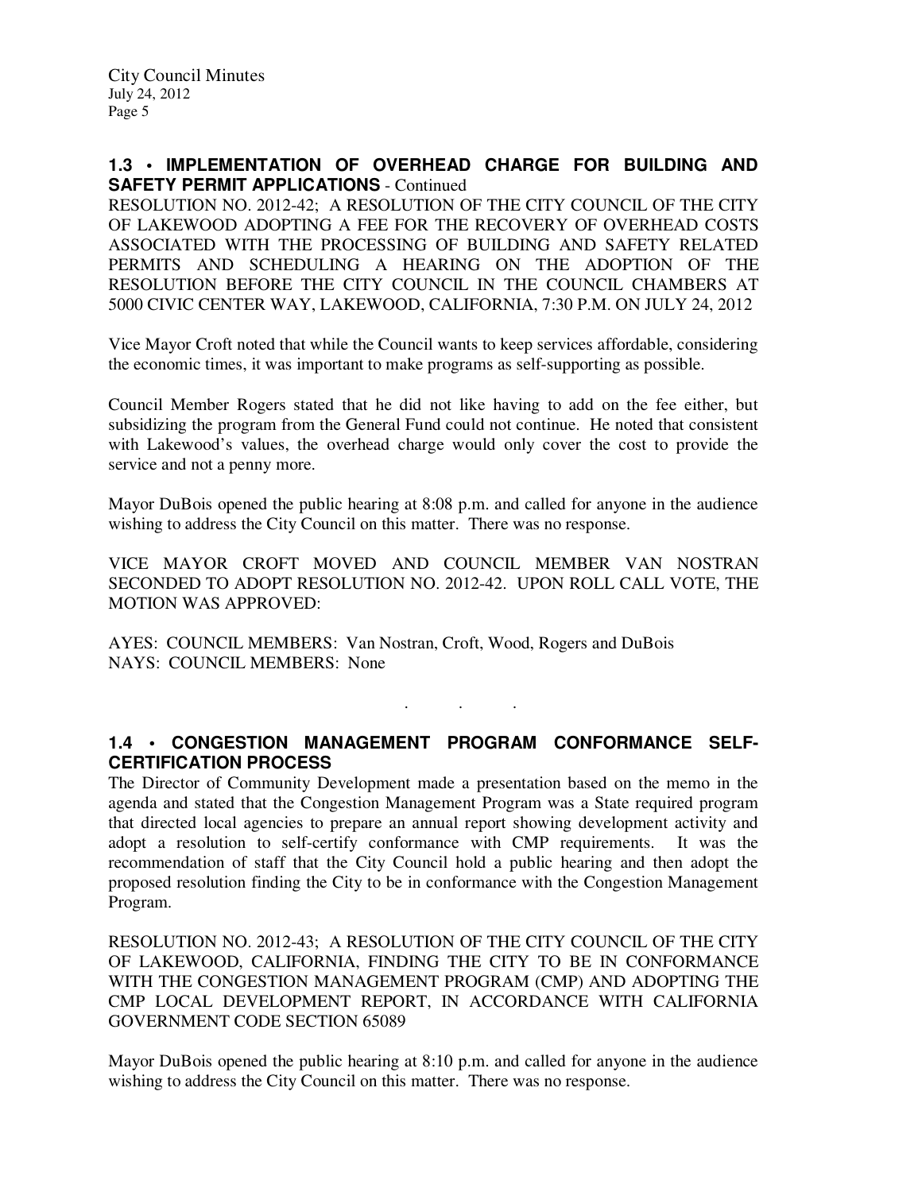## 1.3 • IMPLEMENTATION OF OVERHEAD CHARGE FOR BUILDING AND SAFETY PERMIT APPLICATIONS - Continued

RESOLUTION NO. 2012-42; A RESOLUTION OF THE CITY COUNCIL OF THE CITY OF LAKEWOOD ADOPTING A FEE FOR THE RECOVERY OF OVERHEAD COSTS ASSOCIATED WITH THE PROCESSING OF BUILDING AND SAFETY RELATED PERMITS AND SCHEDULING A HEARING ON THE ADOPTION OF THE RESOLUTION BEFORE THE CITY COUNCIL IN THE COUNCIL CHAMBERS AT 5000 CIVIC CENTER WAY, LAKEWOOD, CALIFORNIA, 7:30 P.M. ON JULY 24, 2012

Vice Mayor Croft noted that while the Council wants to keep services affordable, considering the economic times, it was important to make programs as self-supporting as possible.

Council Member Rogers stated that he did not like having to add on the fee either, but subsidizing the program from the General Fund could not continue. He noted that consistent with Lakewood's values, the overhead charge would only cover the cost to provide the service and not a penny more.

Mayor DuBois opened the public hearing at 8:08 p.m. and called for anyone in the audience wishing to address the City Council on this matter. There was no response.

VICE MAYOR CROFT MOVED AND COUNCIL MEMBER VAN NOSTRAN SECONDED TO ADOPT RESOLUTION NO. 2012-42. UPON ROLL CALL VOTE, THE MOTION WAS APPROVED:

AYES: COUNCIL MEMBERS: Van Nostran, Croft, Wood, Rogers and DuBois
NAYS: COUNCIL MEMBERS: None

. . .

## 1.4 • CONGESTION MANAGEMENT PROGRAM CONFORMANCE SELF-CERTIFICATION PROCESS

The Director of Community Development made a presentation based on the memo in the agenda and stated that the Congestion Management Program was a State required program that directed local agencies to prepare an annual report showing development activity and adopt a resolution to self-certify conformance with CMP requirements. It was the recommendation of staff that the City Council hold a public hearing and then adopt the proposed resolution finding the City to be in conformance with the Congestion Management Program.

RESOLUTION NO. 2012-43; A RESOLUTION OF THE CITY COUNCIL OF THE CITY OF LAKEWOOD, CALIFORNIA, FINDING THE CITY TO BE IN CONFORMANCE WITH THE CONGESTION MANAGEMENT PROGRAM (CMP) AND ADOPTING THE CMP LOCAL DEVELOPMENT REPORT, IN ACCORDANCE WITH CALIFORNIA GOVERNMENT CODE SECTION 65089

Mayor DuBois opened the public hearing at 8:10 p.m. and called for anyone in the audience wishing to address the City Council on this matter. There was no response.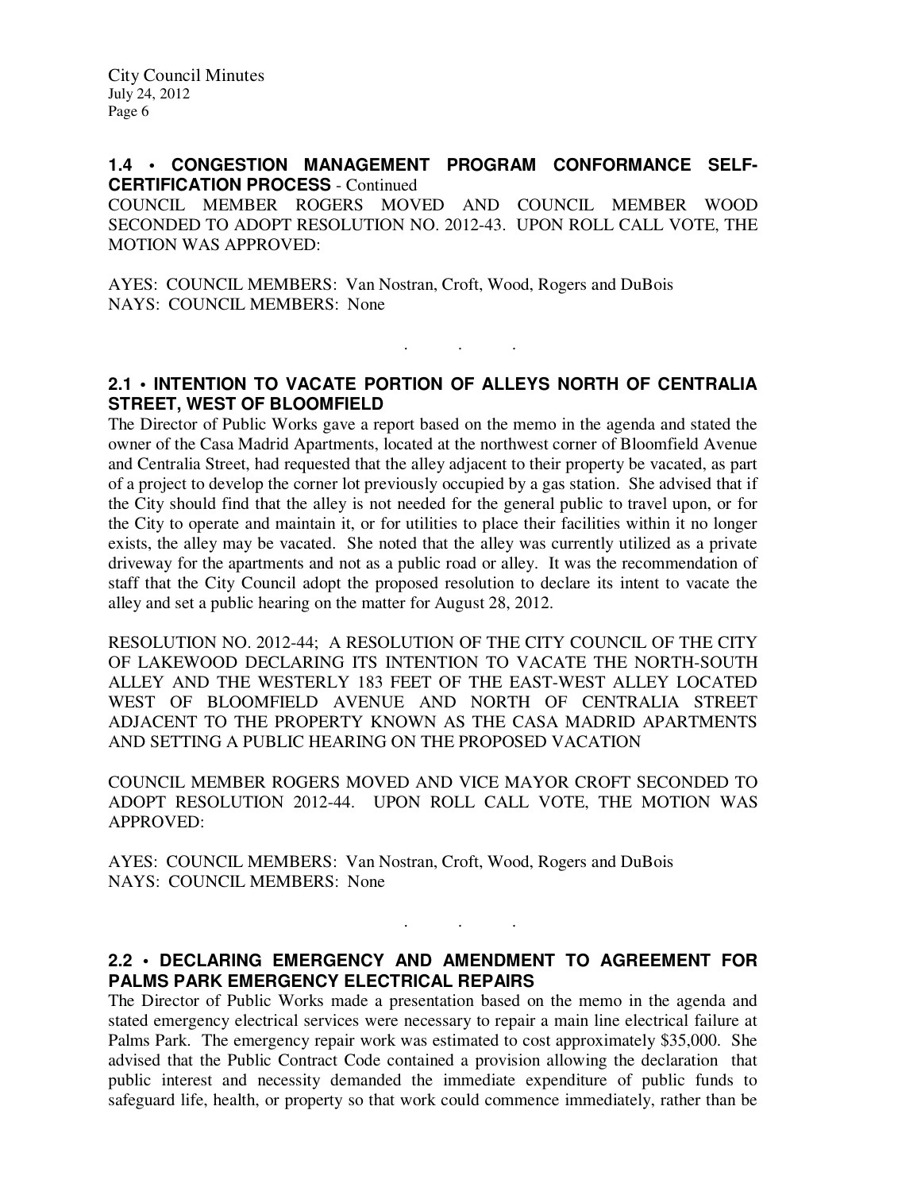**1.4 • CONGESTION MANAGEMENT PROGRAM CONFORMANCE SELF-CERTIFICATION PROCESS** - Continued

COUNCIL MEMBER ROGERS MOVED AND COUNCIL MEMBER WOOD SECONDED TO ADOPT RESOLUTION NO. 2012-43. UPON ROLL CALL VOTE, THE MOTION WAS APPROVED:

AYES: COUNCIL MEMBERS: Van Nostran, Croft, Wood, Rogers and DuBois
NAYS: COUNCIL MEMBERS: None

. . .

**2.1 • INTENTION TO VACATE PORTION OF ALLEYS NORTH OF CENTRALIA STREET, WEST OF BLOOMFIELD**

The Director of Public Works gave a report based on the memo in the agenda and stated the owner of the Casa Madrid Apartments, located at the northwest corner of Bloomfield Avenue and Centralia Street, had requested that the alley adjacent to their property be vacated, as part of a project to develop the corner lot previously occupied by a gas station. She advised that if the City should find that the alley is not needed for the general public to travel upon, or for the City to operate and maintain it, or for utilities to place their facilities within it no longer exists, the alley may be vacated. She noted that the alley was currently utilized as a private driveway for the apartments and not as a public road or alley. It was the recommendation of staff that the City Council adopt the proposed resolution to declare its intent to vacate the alley and set a public hearing on the matter for August 28, 2012.

RESOLUTION NO. 2012-44; A RESOLUTION OF THE CITY COUNCIL OF THE CITY OF LAKEWOOD DECLARING ITS INTENTION TO VACATE THE NORTH-SOUTH ALLEY AND THE WESTERLY 183 FEET OF THE EAST-WEST ALLEY LOCATED WEST OF BLOOMFIELD AVENUE AND NORTH OF CENTRALIA STREET ADJACENT TO THE PROPERTY KNOWN AS THE CASA MADRID APARTMENTS AND SETTING A PUBLIC HEARING ON THE PROPOSED VACATION

COUNCIL MEMBER ROGERS MOVED AND VICE MAYOR CROFT SECONDED TO ADOPT RESOLUTION 2012-44. UPON ROLL CALL VOTE, THE MOTION WAS APPROVED:

AYES: COUNCIL MEMBERS: Van Nostran, Croft, Wood, Rogers and DuBois
NAYS: COUNCIL MEMBERS: None

. . .

**2.2 • DECLARING EMERGENCY AND AMENDMENT TO AGREEMENT FOR PALMS PARK EMERGENCY ELECTRICAL REPAIRS**

The Director of Public Works made a presentation based on the memo in the agenda and stated emergency electrical services were necessary to repair a main line electrical failure at Palms Park. The emergency repair work was estimated to cost approximately $35,000. She advised that the Public Contract Code contained a provision allowing the declaration that public interest and necessity demanded the immediate expenditure of public funds to safeguard life, health, or property so that work could commence immediately, rather than be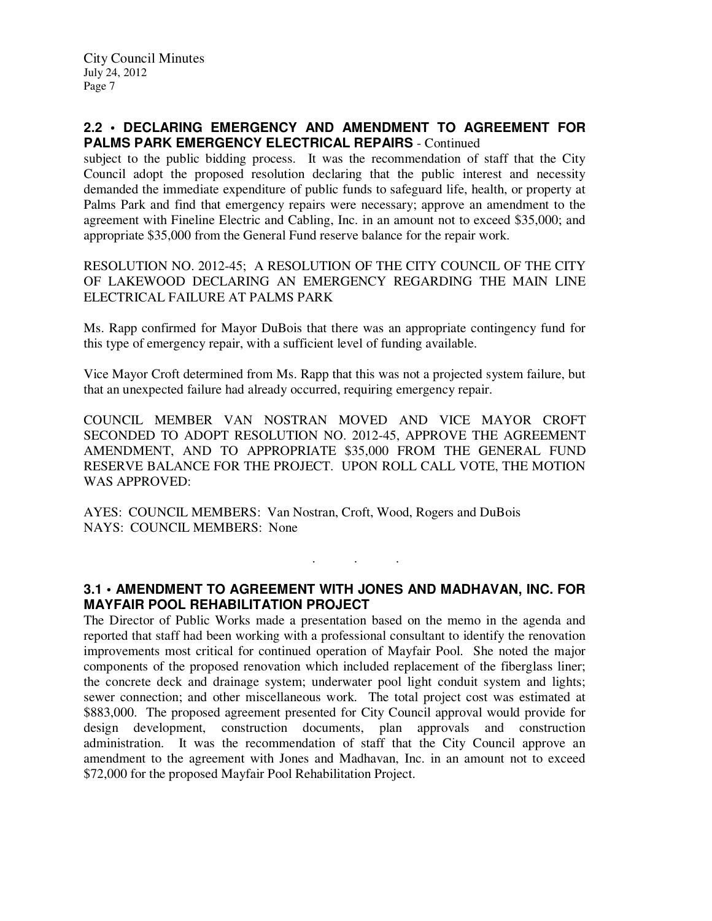### 2.2 • DECLARING EMERGENCY AND AMENDMENT TO AGREEMENT FOR PALMS PARK EMERGENCY ELECTRICAL REPAIRS - Continued

subject to the public bidding process. It was the recommendation of staff that the City Council adopt the proposed resolution declaring that the public interest and necessity demanded the immediate expenditure of public funds to safeguard life, health, or property at Palms Park and find that emergency repairs were necessary; approve an amendment to the agreement with Fineline Electric and Cabling, Inc. in an amount not to exceed $35,000; and appropriate $35,000 from the General Fund reserve balance for the repair work.

RESOLUTION NO. 2012-45; A RESOLUTION OF THE CITY COUNCIL OF THE CITY OF LAKEWOOD DECLARING AN EMERGENCY REGARDING THE MAIN LINE ELECTRICAL FAILURE AT PALMS PARK

Ms. Rapp confirmed for Mayor DuBois that there was an appropriate contingency fund for this type of emergency repair, with a sufficient level of funding available.

Vice Mayor Croft determined from Ms. Rapp that this was not a projected system failure, but that an unexpected failure had already occurred, requiring emergency repair.

COUNCIL MEMBER VAN NOSTRAN MOVED AND VICE MAYOR CROFT SECONDED TO ADOPT RESOLUTION NO. 2012-45, APPROVE THE AGREEMENT AMENDMENT, AND TO APPROPRIATE $35,000 FROM THE GENERAL FUND RESERVE BALANCE FOR THE PROJECT. UPON ROLL CALL VOTE, THE MOTION WAS APPROVED:

AYES: COUNCIL MEMBERS: Van Nostran, Croft, Wood, Rogers and DuBois
NAYS: COUNCIL MEMBERS: None

. . .

### 3.1 • AMENDMENT TO AGREEMENT WITH JONES AND MADHAVAN, INC. FOR MAYFAIR POOL REHABILITATION PROJECT

The Director of Public Works made a presentation based on the memo in the agenda and reported that staff had been working with a professional consultant to identify the renovation improvements most critical for continued operation of Mayfair Pool. She noted the major components of the proposed renovation which included replacement of the fiberglass liner; the concrete deck and drainage system; underwater pool light conduit system and lights; sewer connection; and other miscellaneous work. The total project cost was estimated at $883,000. The proposed agreement presented for City Council approval would provide for design development, construction documents, plan approvals and construction administration. It was the recommendation of staff that the City Council approve an amendment to the agreement with Jones and Madhavan, Inc. in an amount not to exceed $72,000 for the proposed Mayfair Pool Rehabilitation Project.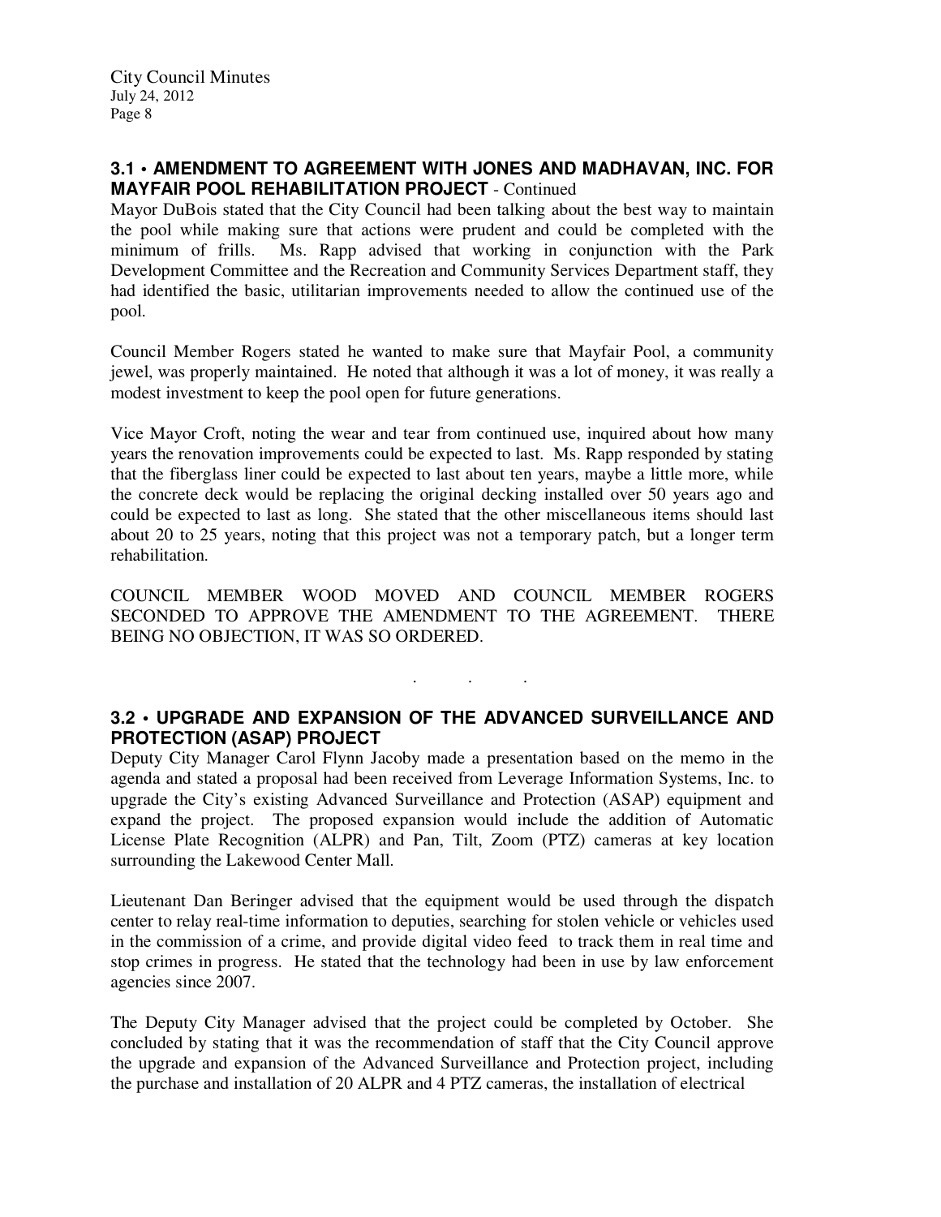### 3.1 • AMENDMENT TO AGREEMENT WITH JONES AND MADHAVAN, INC. FOR MAYFAIR POOL REHABILITATION PROJECT - Continued

Mayor DuBois stated that the City Council had been talking about the best way to maintain the pool while making sure that actions were prudent and could be completed with the minimum of frills. Ms. Rapp advised that working in conjunction with the Park Development Committee and the Recreation and Community Services Department staff, they had identified the basic, utilitarian improvements needed to allow the continued use of the pool.

Council Member Rogers stated he wanted to make sure that Mayfair Pool, a community jewel, was properly maintained. He noted that although it was a lot of money, it was really a modest investment to keep the pool open for future generations.

Vice Mayor Croft, noting the wear and tear from continued use, inquired about how many years the renovation improvements could be expected to last. Ms. Rapp responded by stating that the fiberglass liner could be expected to last about ten years, maybe a little more, while the concrete deck would be replacing the original decking installed over 50 years ago and could be expected to last as long. She stated that the other miscellaneous items should last about 20 to 25 years, noting that this project was not a temporary patch, but a longer term rehabilitation.

COUNCIL MEMBER WOOD MOVED AND COUNCIL MEMBER ROGERS SECONDED TO APPROVE THE AMENDMENT TO THE AGREEMENT. THERE BEING NO OBJECTION, IT WAS SO ORDERED.

. . .

### 3.2 • UPGRADE AND EXPANSION OF THE ADVANCED SURVEILLANCE AND PROTECTION (ASAP) PROJECT

Deputy City Manager Carol Flynn Jacoby made a presentation based on the memo in the agenda and stated a proposal had been received from Leverage Information Systems, Inc. to upgrade the City's existing Advanced Surveillance and Protection (ASAP) equipment and expand the project. The proposed expansion would include the addition of Automatic License Plate Recognition (ALPR) and Pan, Tilt, Zoom (PTZ) cameras at key location surrounding the Lakewood Center Mall.

Lieutenant Dan Beringer advised that the equipment would be used through the dispatch center to relay real-time information to deputies, searching for stolen vehicle or vehicles used in the commission of a crime, and provide digital video feed to track them in real time and stop crimes in progress. He stated that the technology had been in use by law enforcement agencies since 2007.

The Deputy City Manager advised that the project could be completed by October. She concluded by stating that it was the recommendation of staff that the City Council approve the upgrade and expansion of the Advanced Surveillance and Protection project, including the purchase and installation of 20 ALPR and 4 PTZ cameras, the installation of electrical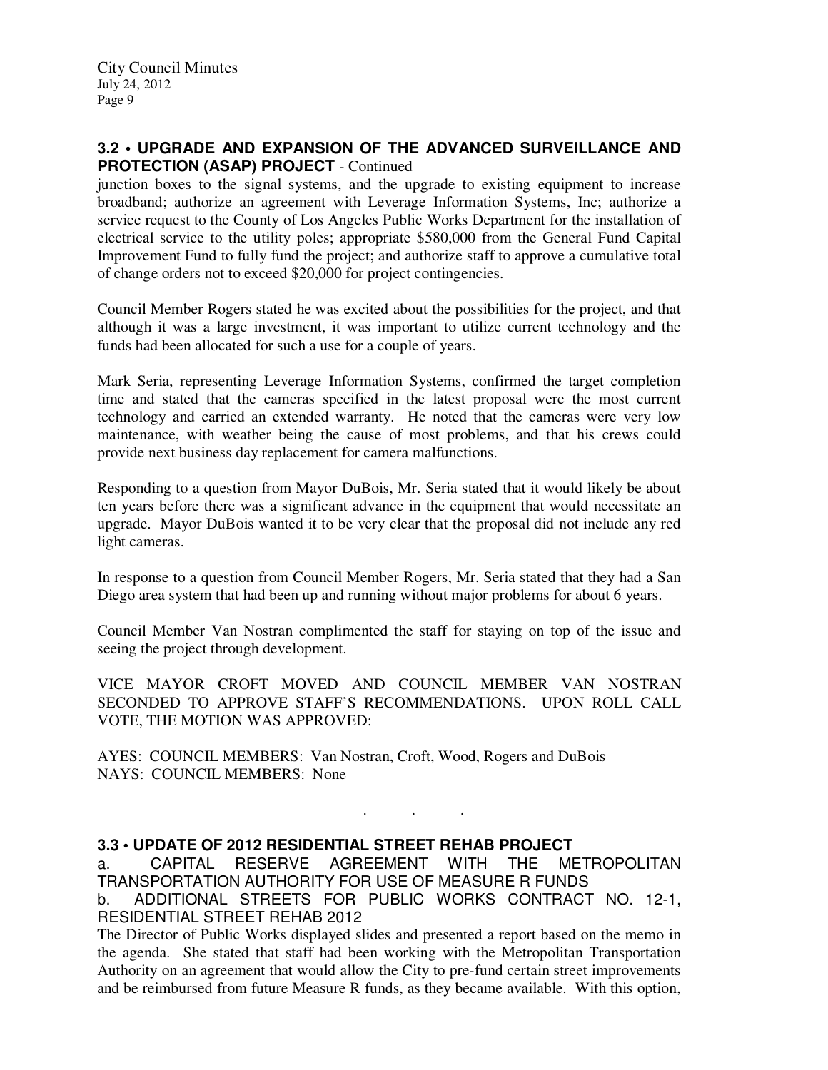### 3.2 • UPGRADE AND EXPANSION OF THE ADVANCED SURVEILLANCE AND PROTECTION (ASAP) PROJECT - Continued

junction boxes to the signal systems, and the upgrade to existing equipment to increase broadband; authorize an agreement with Leverage Information Systems, Inc; authorize a service request to the County of Los Angeles Public Works Department for the installation of electrical service to the utility poles; appropriate $580,000 from the General Fund Capital Improvement Fund to fully fund the project; and authorize staff to approve a cumulative total of change orders not to exceed $20,000 for project contingencies.

Council Member Rogers stated he was excited about the possibilities for the project, and that although it was a large investment, it was important to utilize current technology and the funds had been allocated for such a use for a couple of years.

Mark Seria, representing Leverage Information Systems, confirmed the target completion time and stated that the cameras specified in the latest proposal were the most current technology and carried an extended warranty. He noted that the cameras were very low maintenance, with weather being the cause of most problems, and that his crews could provide next business day replacement for camera malfunctions.

Responding to a question from Mayor DuBois, Mr. Seria stated that it would likely be about ten years before there was a significant advance in the equipment that would necessitate an upgrade. Mayor DuBois wanted it to be very clear that the proposal did not include any red light cameras.

In response to a question from Council Member Rogers, Mr. Seria stated that they had a San Diego area system that had been up and running without major problems for about 6 years.

Council Member Van Nostran complimented the staff for staying on top of the issue and seeing the project through development.

VICE MAYOR CROFT MOVED AND COUNCIL MEMBER VAN NOSTRAN SECONDED TO APPROVE STAFF'S RECOMMENDATIONS. UPON ROLL CALL VOTE, THE MOTION WAS APPROVED:

AYES: COUNCIL MEMBERS: Van Nostran, Croft, Wood, Rogers and DuBois
NAYS: COUNCIL MEMBERS: None

. . .

### 3.3 • UPDATE OF 2012 RESIDENTIAL STREET REHAB PROJECT

a. CAPITAL RESERVE AGREEMENT WITH THE METROPOLITAN TRANSPORTATION AUTHORITY FOR USE OF MEASURE R FUNDS

b. ADDITIONAL STREETS FOR PUBLIC WORKS CONTRACT NO. 12-1, RESIDENTIAL STREET REHAB 2012

The Director of Public Works displayed slides and presented a report based on the memo in the agenda. She stated that staff had been working with the Metropolitan Transportation Authority on an agreement that would allow the City to pre-fund certain street improvements and be reimbursed from future Measure R funds, as they became available. With this option,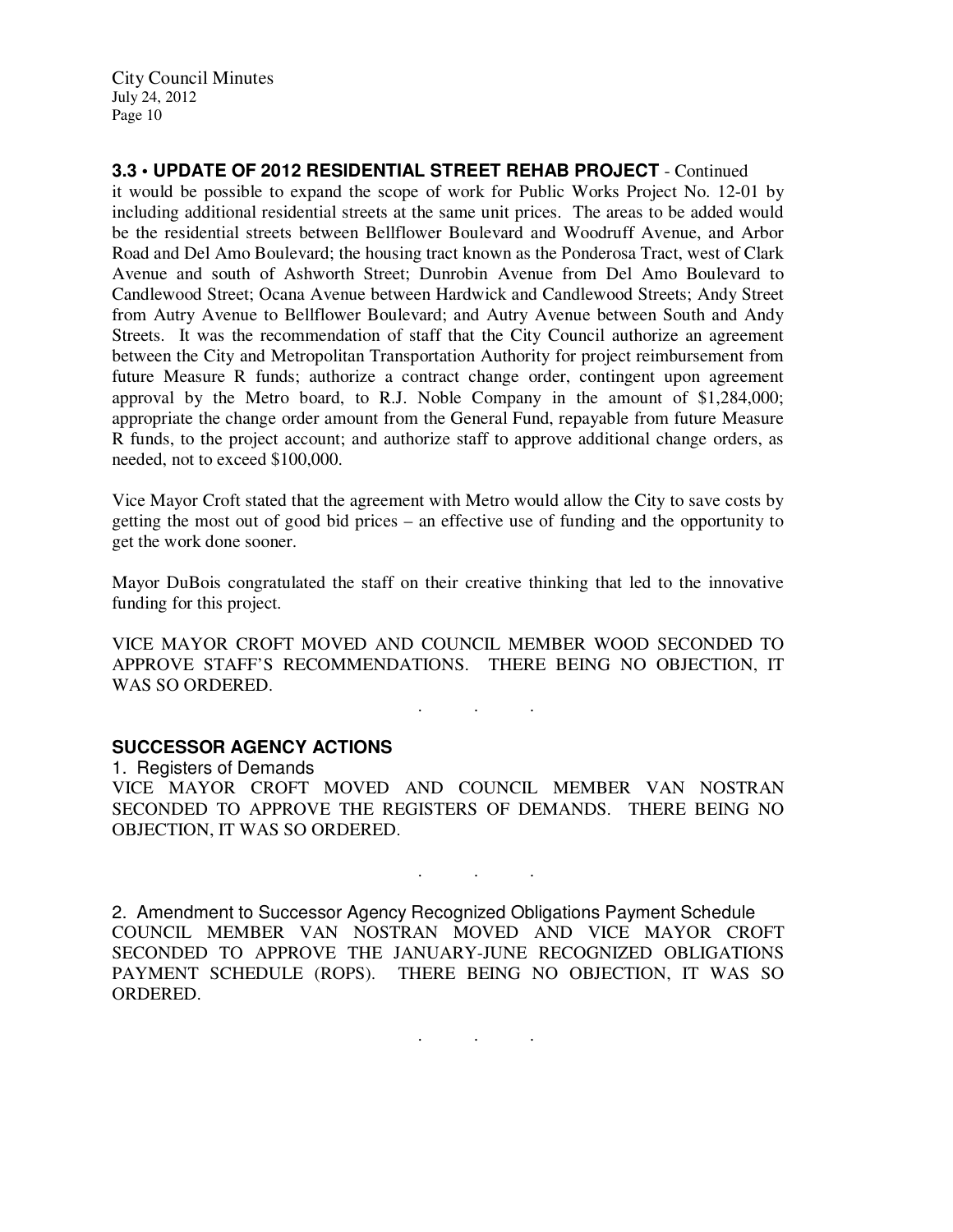**3.3 • UPDATE OF 2012 RESIDENTIAL STREET REHAB PROJECT** - Continued

it would be possible to expand the scope of work for Public Works Project No. 12-01 by including additional residential streets at the same unit prices. The areas to be added would be the residential streets between Bellflower Boulevard and Woodruff Avenue, and Arbor Road and Del Amo Boulevard; the housing tract known as the Ponderosa Tract, west of Clark Avenue and south of Ashworth Street; Dunrobin Avenue from Del Amo Boulevard to Candlewood Street; Ocana Avenue between Hardwick and Candlewood Streets; Andy Street from Autry Avenue to Bellflower Boulevard; and Autry Avenue between South and Andy Streets. It was the recommendation of staff that the City Council authorize an agreement between the City and Metropolitan Transportation Authority for project reimbursement from future Measure R funds; authorize a contract change order, contingent upon agreement approval by the Metro board, to R.J. Noble Company in the amount of $1,284,000; appropriate the change order amount from the General Fund, repayable from future Measure R funds, to the project account; and authorize staff to approve additional change orders, as needed, not to exceed $100,000.

Vice Mayor Croft stated that the agreement with Metro would allow the City to save costs by getting the most out of good bid prices – an effective use of funding and the opportunity to get the work done sooner.

Mayor DuBois congratulated the staff on their creative thinking that led to the innovative funding for this project.

VICE MAYOR CROFT MOVED AND COUNCIL MEMBER WOOD SECONDED TO APPROVE STAFF'S RECOMMENDATIONS. THERE BEING NO OBJECTION, IT WAS SO ORDERED.

. . .

**SUCCESSOR AGENCY ACTIONS**

1. Registers of Demands

VICE MAYOR CROFT MOVED AND COUNCIL MEMBER VAN NOSTRAN SECONDED TO APPROVE THE REGISTERS OF DEMANDS. THERE BEING NO OBJECTION, IT WAS SO ORDERED.

. . .

2. Amendment to Successor Agency Recognized Obligations Payment Schedule

COUNCIL MEMBER VAN NOSTRAN MOVED AND VICE MAYOR CROFT SECONDED TO APPROVE THE JANUARY-JUNE RECOGNIZED OBLIGATIONS PAYMENT SCHEDULE (ROPS). THERE BEING NO OBJECTION, IT WAS SO ORDERED.

. . .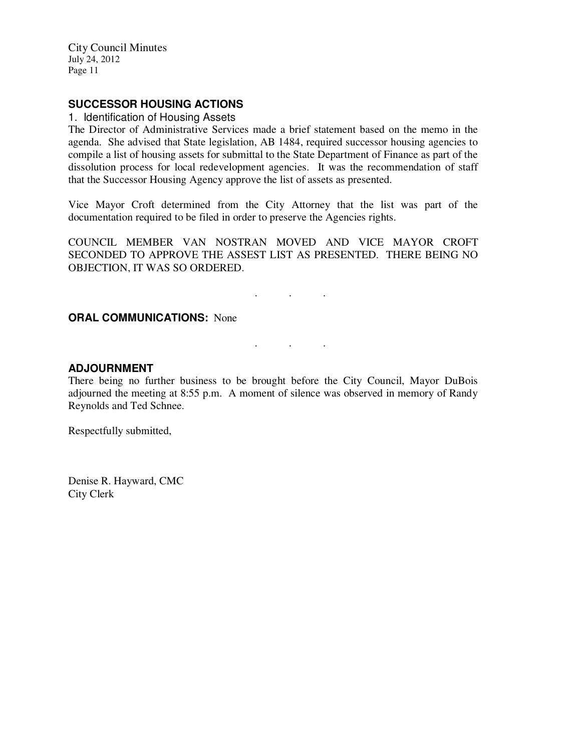## SUCCESSOR HOUSING ACTIONS

1. Identification of Housing Assets

The Director of Administrative Services made a brief statement based on the memo in the agenda. She advised that State legislation, AB 1484, required successor housing agencies to compile a list of housing assets for submittal to the State Department of Finance as part of the dissolution process for local redevelopment agencies. It was the recommendation of staff that the Successor Housing Agency approve the list of assets as presented.

Vice Mayor Croft determined from the City Attorney that the list was part of the documentation required to be filed in order to preserve the Agencies rights.

COUNCIL MEMBER VAN NOSTRAN MOVED AND VICE MAYOR CROFT SECONDED TO APPROVE THE ASSEST LIST AS PRESENTED. THERE BEING NO OBJECTION, IT WAS SO ORDERED.

. . .

**ORAL COMMUNICATIONS:** None

. . .

## ADJOURNMENT

There being no further business to be brought before the City Council, Mayor DuBois adjourned the meeting at 8:55 p.m. A moment of silence was observed in memory of Randy Reynolds and Ted Schnee.

Respectfully submitted,

Denise R. Hayward, CMC
City Clerk